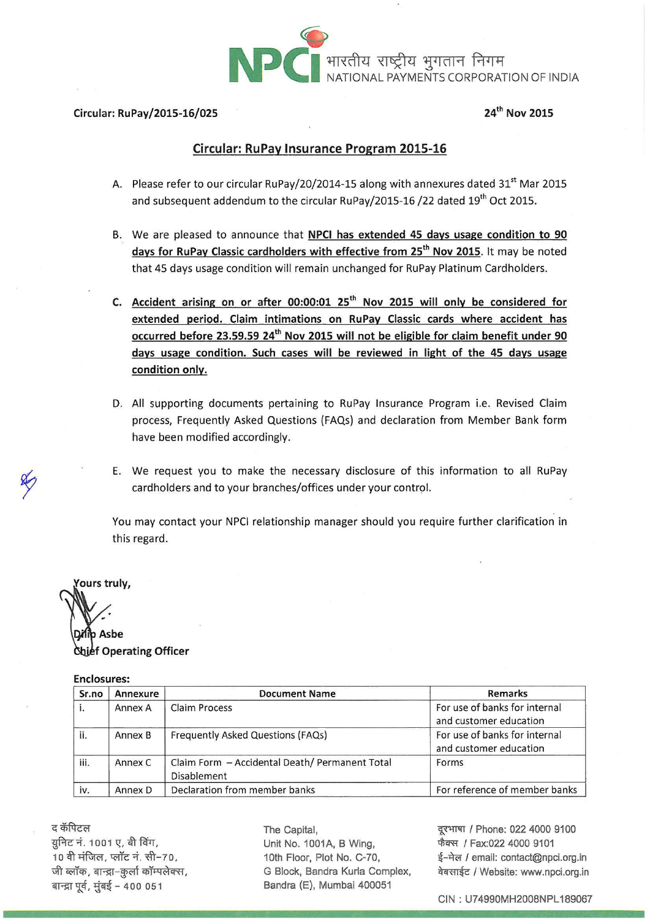भारतीय राष्ट्रीय भुगतान निगम
NATIONAL PAYMENTS CORPORATION OF INDIA

**Circular: RuPay/2015-16/025** **24th Nov 2015**

## Circular: RuPay Insurance Program 2015-16

A. Please refer to our circular RuPay/20/2014-15 along with annexures dated 31st Mar 2015 and subsequent addendum to the circular RuPay/2015-16 /22 dated 19th Oct 2015.

B. We are pleased to announce that **NPCI has extended 45 days usage condition to 90 days for RuPay Classic cardholders with effective from 25th Nov 2015**. It may be noted that 45 days usage condition will remain unchanged for RuPay Platinum Cardholders.

C. **Accident arising on or after 00:00:01 25th Nov 2015 will only be considered for extended period. Claim intimations on RuPay Classic cards where accident has occurred before 23.59.59 24th Nov 2015 will not be eligible for claim benefit under 90 days usage condition. Such cases will be reviewed in light of the 45 days usage condition only.**

D. All supporting documents pertaining to RuPay Insurance Program i.e. Revised Claim process, Frequently Asked Questions (FAQs) and declaration from Member Bank form have been modified accordingly.

E. We request you to make the necessary disclosure of this information to all RuPay cardholders and to your branches/offices under your control.

You may contact your NPCI relationship manager should you require further clarification in this regard.

Yours truly,

**Dilip Asbe**
**Chief Operating Officer**

**Enclosures:**

| Sr.no | Annexure | Document Name | Remarks |
|---|---|---|---|
| i. | Annex A | Claim Process | For use of banks for internal and customer education |
| ii. | Annex B | Frequently Asked Questions (FAQs) | For use of banks for internal and customer education |
| iii. | Annex C | Claim Form – Accidental Death/ Permanent Total Disablement | Forms |
| iv. | Annex D | Declaration from member banks | For reference of member banks |

द कॅपिटल
युनिट नं. 1001 ए, बी विंग,
10 वी मंजिल, प्लॉट नं. सी-70,
जी ब्लॉक, बान्द्रा-कुर्ला कॉम्प्लेक्स,
बान्द्रा पूर्व, मुंबई - 400 051

The Capital,
Unit No. 1001A, B Wing,
10th Floor, Plot No. C-70,
G Block, Bandra Kurla Complex,
Bandra (E), Mumbai 400051

दूरभाषा / Phone: 022 4000 9100
फैक्स / Fax:022 4000 9101
ई-मेल / email: contact@npci.org.in
वेबसाईट / Website: www.npci.org.in

CIN : U74990MH2008NPL189067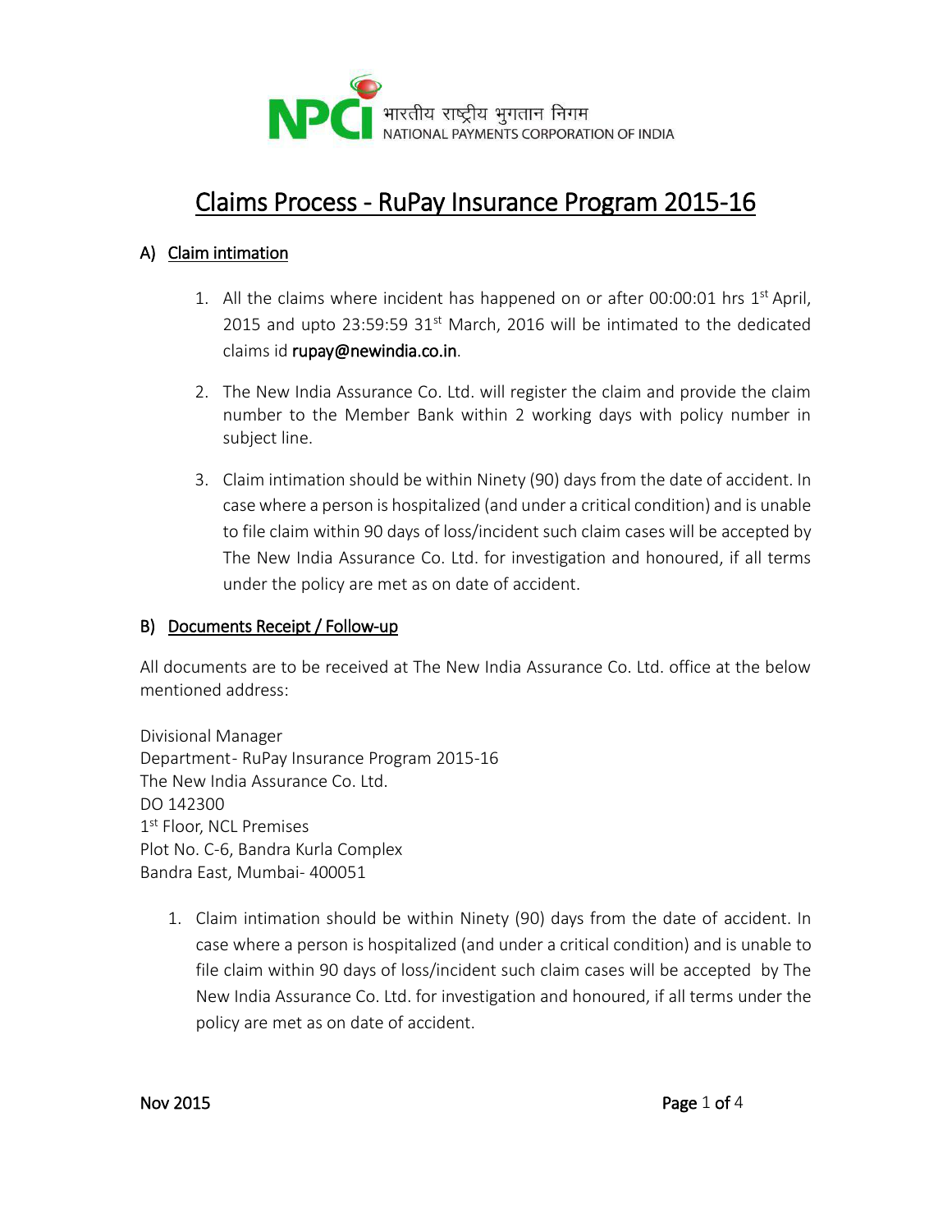भारतीय राष्ट्रीय भुगतान निगम
NATIONAL PAYMENTS CORPORATION OF INDIA

# Claims Process - RuPay Insurance Program 2015-16

## A) Claim intimation

1. All the claims where incident has happened on or after 00:00:01 hrs 1st April, 2015 and upto 23:59:59 31st March, 2016 will be intimated to the dedicated claims id rupay@newindia.co.in.

2. The New India Assurance Co. Ltd. will register the claim and provide the claim number to the Member Bank within 2 working days with policy number in subject line.

3. Claim intimation should be within Ninety (90) days from the date of accident. In case where a person is hospitalized (and under a critical condition) and is unable to file claim within 90 days of loss/incident such claim cases will be accepted by The New India Assurance Co. Ltd. for investigation and honoured, if all terms under the policy are met as on date of accident.

## B) Documents Receipt / Follow-up

All documents are to be received at The New India Assurance Co. Ltd. office at the below mentioned address:

Divisional Manager
Department- RuPay Insurance Program 2015-16
The New India Assurance Co. Ltd.
DO 142300
1st Floor, NCL Premises
Plot No. C-6, Bandra Kurla Complex
Bandra East, Mumbai- 400051

1. Claim intimation should be within Ninety (90) days from the date of accident. In case where a person is hospitalized (and under a critical condition) and is unable to file claim within 90 days of loss/incident such claim cases will be accepted by The New India Assurance Co. Ltd. for investigation and honoured, if all terms under the policy are met as on date of accident.

Nov 2015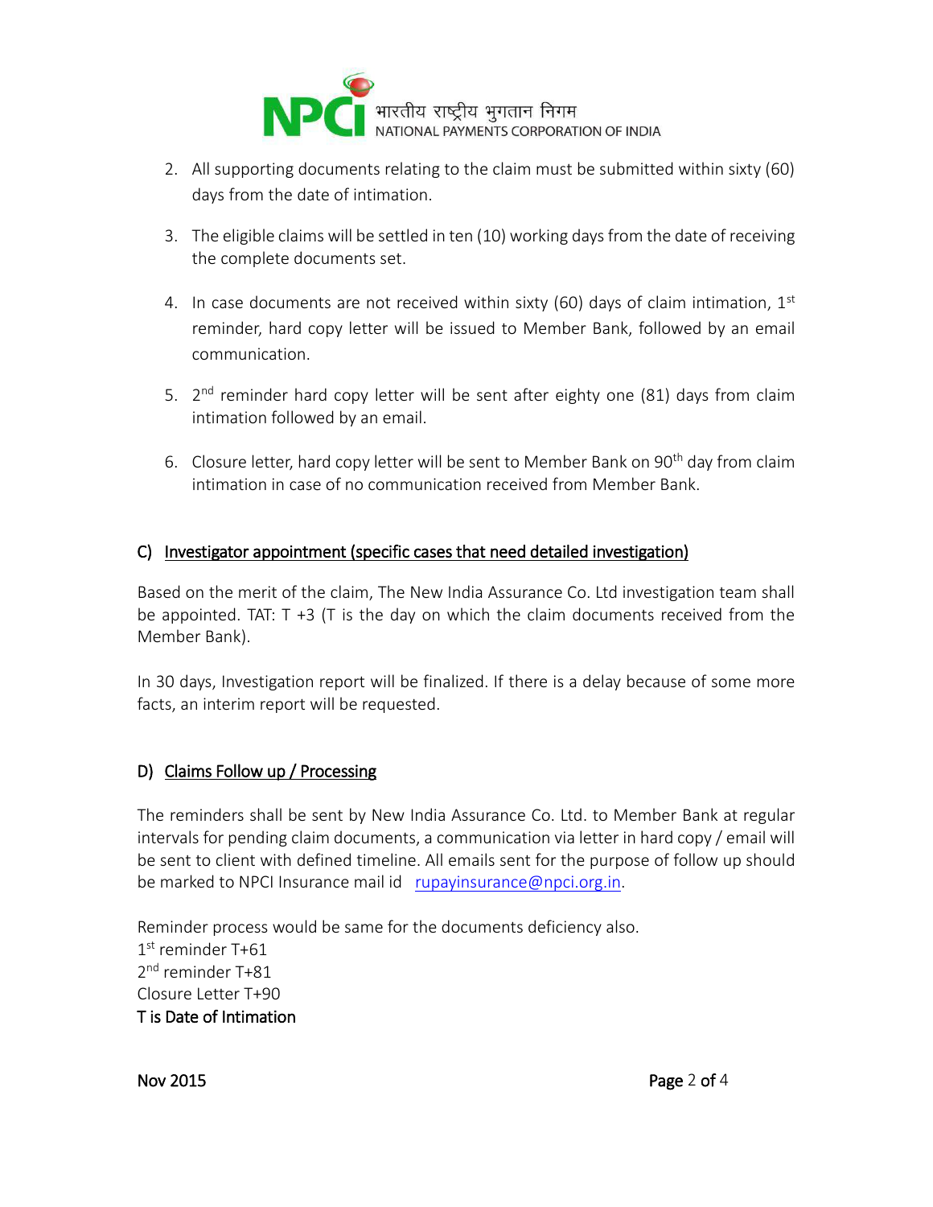2. All supporting documents relating to the claim must be submitted within sixty (60) days from the date of intimation.

3. The eligible claims will be settled in ten (10) working days from the date of receiving the complete documents set.

4. In case documents are not received within sixty (60) days of claim intimation, 1st reminder, hard copy letter will be issued to Member Bank, followed by an email communication.

5. 2nd reminder hard copy letter will be sent after eighty one (81) days from claim intimation followed by an email.

6. Closure letter, hard copy letter will be sent to Member Bank on 90th day from claim intimation in case of no communication received from Member Bank.

## C) Investigator appointment (specific cases that need detailed investigation)

Based on the merit of the claim, The New India Assurance Co. Ltd investigation team shall be appointed. TAT: T +3 (T is the day on which the claim documents received from the Member Bank).

In 30 days, Investigation report will be finalized. If there is a delay because of some more facts, an interim report will be requested.

## D) Claims Follow up / Processing

The reminders shall be sent by New India Assurance Co. Ltd. to Member Bank at regular intervals for pending claim documents, a communication via letter in hard copy / email will be sent to client with defined timeline. All emails sent for the purpose of follow up should be marked to NPCI Insurance mail id rupayinsurance@npci.org.in.

Reminder process would be same for the documents deficiency also.
1st reminder T+61
2nd reminder T+81
Closure Letter T+90
**T is Date of Intimation**

Nov 2015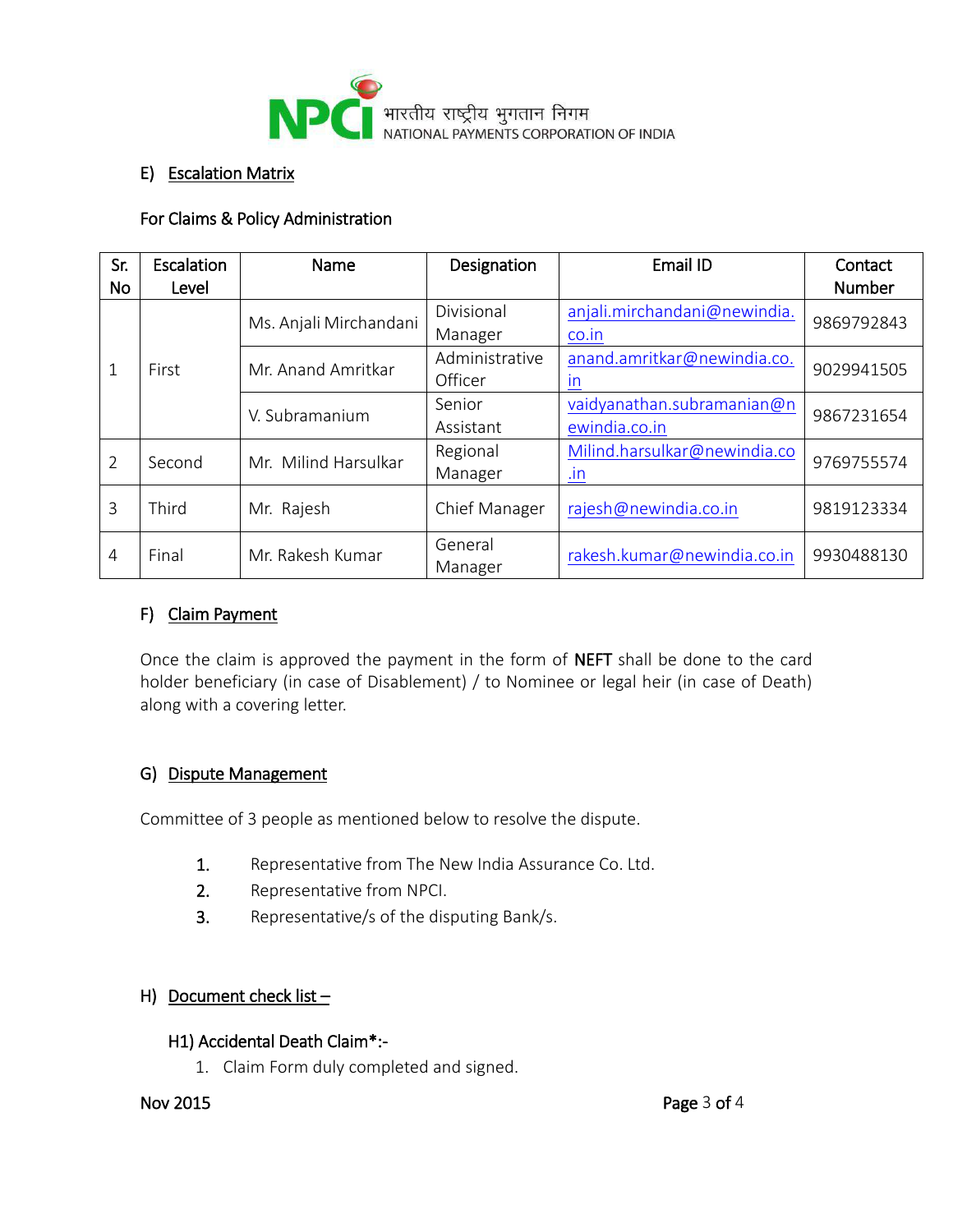## E) Escalation Matrix

For Claims & Policy Administration

| Sr. No | Escalation Level | Name | Designation | Email ID | Contact Number |
|---|---|---|---|---|---|
| 1 | First | Ms. Anjali Mirchandani | Divisional Manager | anjali.mirchandani@newindia.co.in | 9869792843 |
| | | Mr. Anand Amritkar | Administrative Officer | anand.amritkar@newindia.co.in | 9029941505 |
| | | V. Subramanium | Senior Assistant | vaidyanathan.subramanian@newindia.co.in | 9867231654 |
| 2 | Second | Mr. Milind Harsulkar | Regional Manager | Milind.harsulkar@newindia.co.in | 9769755574 |
| 3 | Third | Mr. Rajesh | Chief Manager | rajesh@newindia.co.in | 9819123334 |
| 4 | Final | Mr. Rakesh Kumar | General Manager | rakesh.kumar@newindia.co.in | 9930488130 |

## F) Claim Payment

Once the claim is approved the payment in the form of **NEFT** shall be done to the card holder beneficiary (in case of Disablement) / to Nominee or legal heir (in case of Death) along with a covering letter.

## G) Dispute Management

Committee of 3 people as mentioned below to resolve the dispute.

1. Representative from The New India Assurance Co. Ltd.
2. Representative from NPCI.
3. Representative/s of the disputing Bank/s.

## H) Document check list –

### H1) Accidental Death Claim*:-

1. Claim Form duly completed and signed.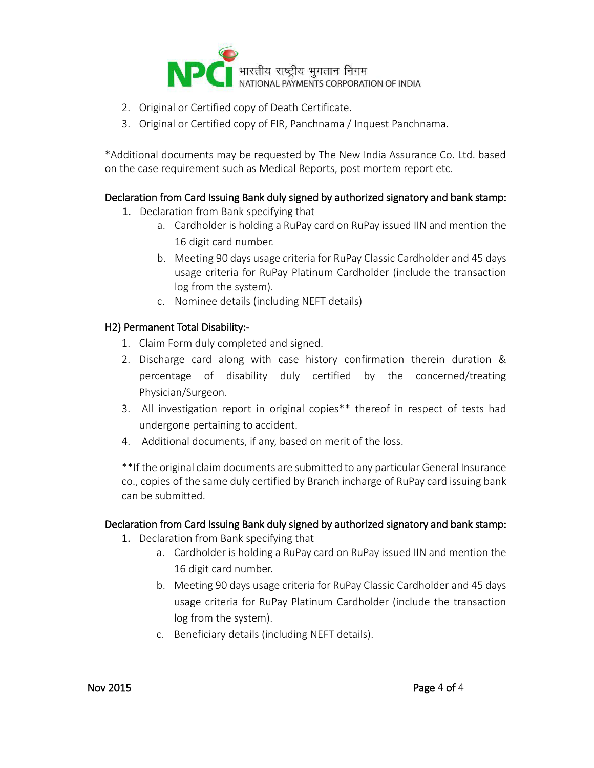2. Original or Certified copy of Death Certificate.
3. Original or Certified copy of FIR, Panchnama / Inquest Panchnama.

*Additional documents may be requested by The New India Assurance Co. Ltd. based on the case requirement such as Medical Reports, post mortem report etc.

**Declaration from Card Issuing Bank duly signed by authorized signatory and bank stamp:**

1. Declaration from Bank specifying that
   a. Cardholder is holding a RuPay card on RuPay issued IIN and mention the 16 digit card number.
   b. Meeting 90 days usage criteria for RuPay Classic Cardholder and 45 days usage criteria for RuPay Platinum Cardholder (include the transaction log from the system).
   c. Nominee details (including NEFT details)

**H2) Permanent Total Disability:-**

1. Claim Form duly completed and signed.
2. Discharge card along with case history confirmation therein duration & percentage of disability duly certified by the concerned/treating Physician/Surgeon.
3. All investigation report in original copies** thereof in respect of tests had undergone pertaining to accident.
4. Additional documents, if any, based on merit of the loss.

**If the original claim documents are submitted to any particular General Insurance co., copies of the same duly certified by Branch incharge of RuPay card issuing bank can be submitted.

**Declaration from Card Issuing Bank duly signed by authorized signatory and bank stamp:**

1. Declaration from Bank specifying that
   a. Cardholder is holding a RuPay card on RuPay issued IIN and mention the 16 digit card number.
   b. Meeting 90 days usage criteria for RuPay Classic Cardholder and 45 days usage criteria for RuPay Platinum Cardholder (include the transaction log from the system).
   c. Beneficiary details (including NEFT details).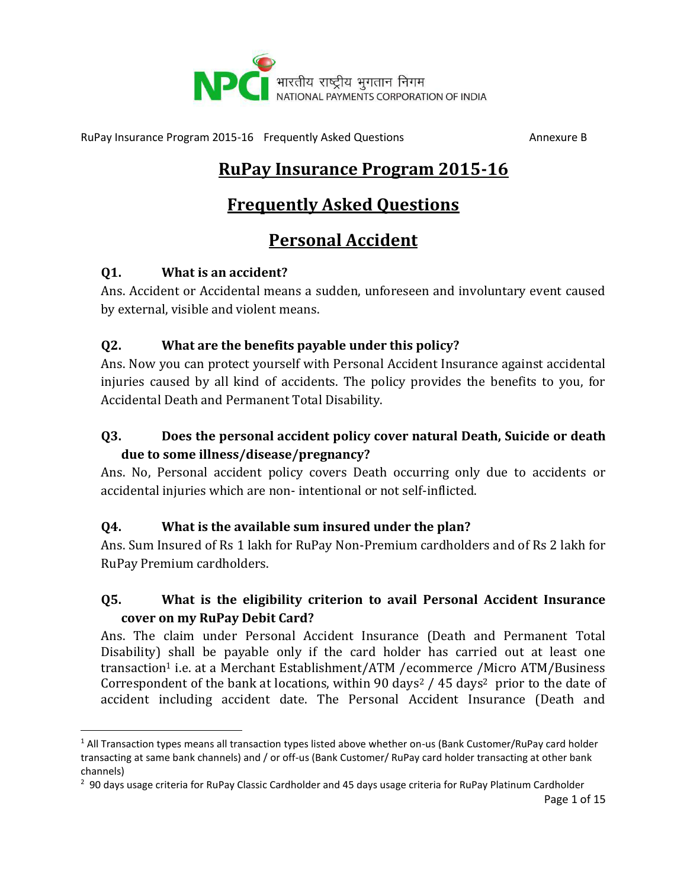# RuPay Insurance Program 2015-16

## Frequently Asked Questions

## Personal Accident

### Q1. What is an accident?

Ans. Accident or Accidental means a sudden, unforeseen and involuntary event caused by external, visible and violent means.

### Q2. What are the benefits payable under this policy?

Ans. Now you can protect yourself with Personal Accident Insurance against accidental injuries caused by all kind of accidents. The policy provides the benefits to you, for Accidental Death and Permanent Total Disability.

### Q3. Does the personal accident policy cover natural Death, Suicide or death due to some illness/disease/pregnancy?

Ans. No, Personal accident policy covers Death occurring only due to accidents or accidental injuries which are non- intentional or not self-inflicted.

### Q4. What is the available sum insured under the plan?

Ans. Sum Insured of Rs 1 lakh for RuPay Non-Premium cardholders and of Rs 2 lakh for RuPay Premium cardholders.

### Q5. What is the eligibility criterion to avail Personal Accident Insurance cover on my RuPay Debit Card?

Ans. The claim under Personal Accident Insurance (Death and Permanent Total Disability) shall be payable only if the card holder has carried out at least one transaction[1] i.e. at a Merchant Establishment/ATM /ecommerce /Micro ATM/Business Correspondent of the bank at locations, within 90 days[2] / 45 days[2] prior to the date of accident including accident date. The Personal Accident Insurance (Death and

---

[1] All Transaction types means all transaction types listed above whether on-us (Bank Customer/RuPay card holder transacting at same bank channels) and / or off-us (Bank Customer/ RuPay card holder transacting at other bank channels)

[2] 90 days usage criteria for RuPay Classic Cardholder and 45 days usage criteria for RuPay Platinum Cardholder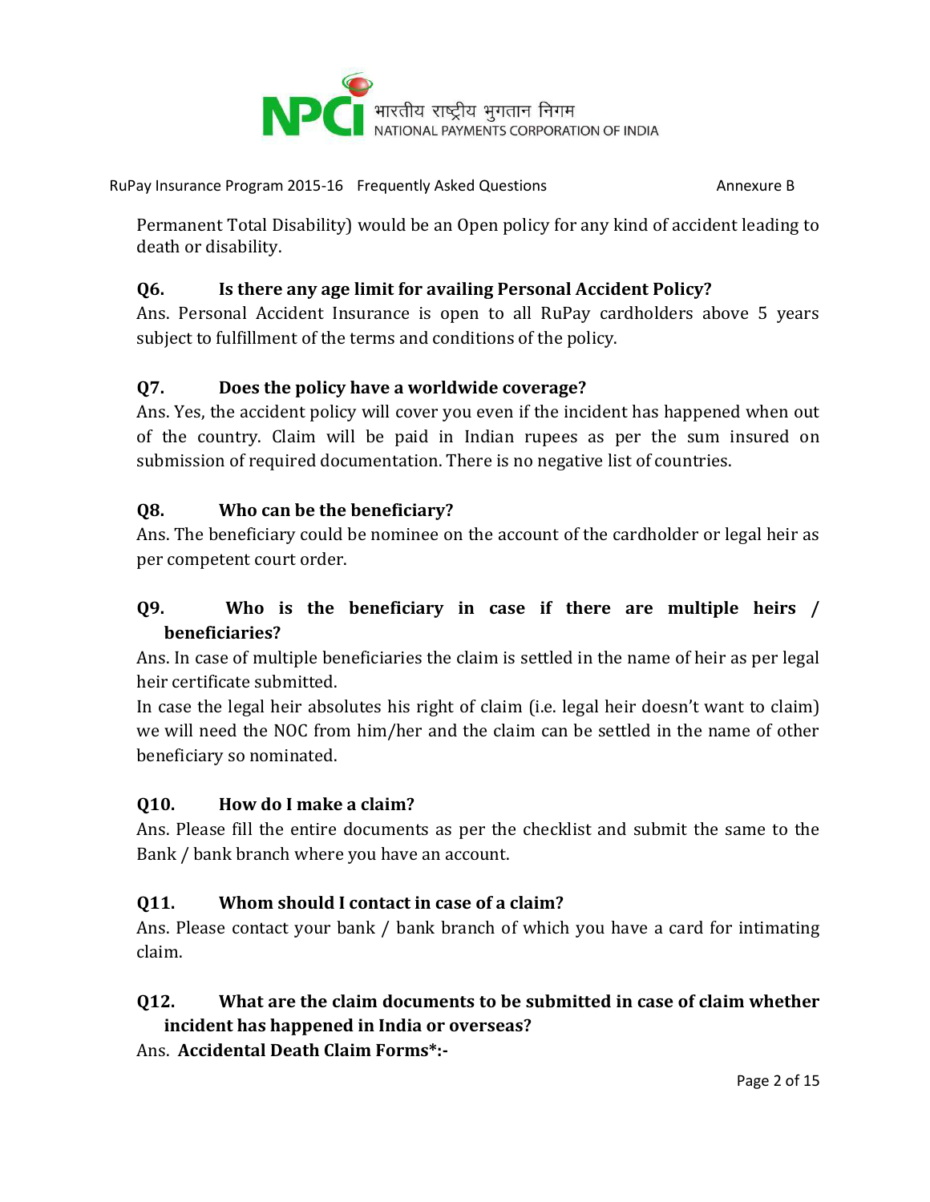Permanent Total Disability) would be an Open policy for any kind of accident leading to death or disability.

**Q6. Is there any age limit for availing Personal Accident Policy?**

Ans. Personal Accident Insurance is open to all RuPay cardholders above 5 years subject to fulfillment of the terms and conditions of the policy.

**Q7. Does the policy have a worldwide coverage?**

Ans. Yes, the accident policy will cover you even if the incident has happened when out of the country. Claim will be paid in Indian rupees as per the sum insured on submission of required documentation. There is no negative list of countries.

**Q8. Who can be the beneficiary?**

Ans. The beneficiary could be nominee on the account of the cardholder or legal heir as per competent court order.

**Q9. Who is the beneficiary in case if there are multiple heirs / beneficiaries?**

Ans. In case of multiple beneficiaries the claim is settled in the name of heir as per legal heir certificate submitted.

In case the legal heir absolutes his right of claim (i.e. legal heir doesn't want to claim) we will need the NOC from him/her and the claim can be settled in the name of other beneficiary so nominated.

**Q10. How do I make a claim?**

Ans. Please fill the entire documents as per the checklist and submit the same to the Bank / bank branch where you have an account.

**Q11. Whom should I contact in case of a claim?**

Ans. Please contact your bank / bank branch of which you have a card for intimating claim.

**Q12. What are the claim documents to be submitted in case of claim whether incident has happened in India or overseas?**

Ans. **Accidental Death Claim Forms*:-**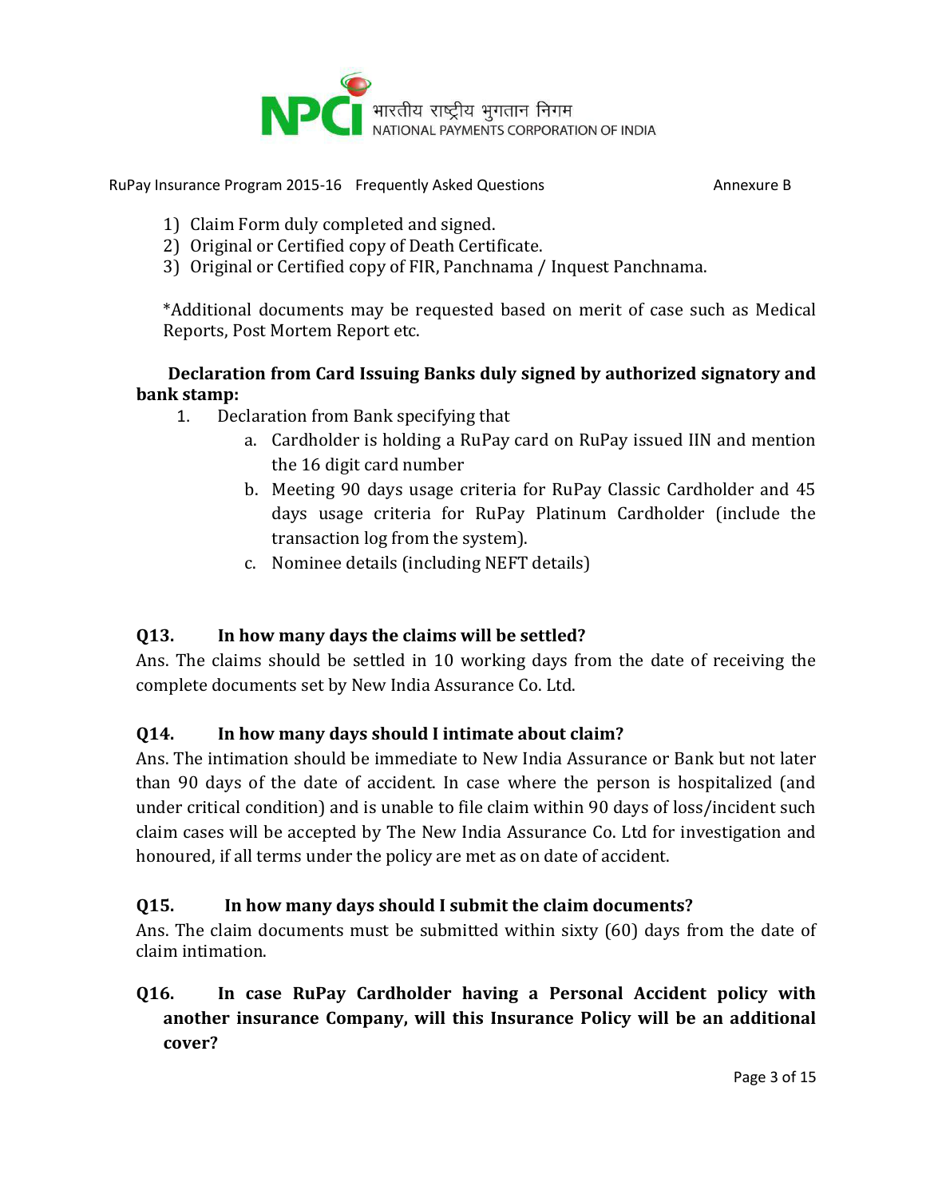1) Claim Form duly completed and signed.
2) Original or Certified copy of Death Certificate.
3) Original or Certified copy of FIR, Panchnama / Inquest Panchnama.

*Additional documents may be requested based on merit of case such as Medical Reports, Post Mortem Report etc.

**Declaration from Card Issuing Banks duly signed by authorized signatory and bank stamp:**

1. Declaration from Bank specifying that
    a. Cardholder is holding a RuPay card on RuPay issued IIN and mention the 16 digit card number
    b. Meeting 90 days usage criteria for RuPay Classic Cardholder and 45 days usage criteria for RuPay Platinum Cardholder (include the transaction log from the system).
    c. Nominee details (including NEFT details)

**Q13. In how many days the claims will be settled?**

Ans. The claims should be settled in 10 working days from the date of receiving the complete documents set by New India Assurance Co. Ltd.

**Q14. In how many days should I intimate about claim?**

Ans. The intimation should be immediate to New India Assurance or Bank but not later than 90 days of the date of accident. In case where the person is hospitalized (and under critical condition) and is unable to file claim within 90 days of loss/incident such claim cases will be accepted by The New India Assurance Co. Ltd for investigation and honoured, if all terms under the policy are met as on date of accident.

**Q15. In how many days should I submit the claim documents?**

Ans. The claim documents must be submitted within sixty (60) days from the date of claim intimation.

**Q16. In case RuPay Cardholder having a Personal Accident policy with another insurance Company, will this Insurance Policy will be an additional cover?**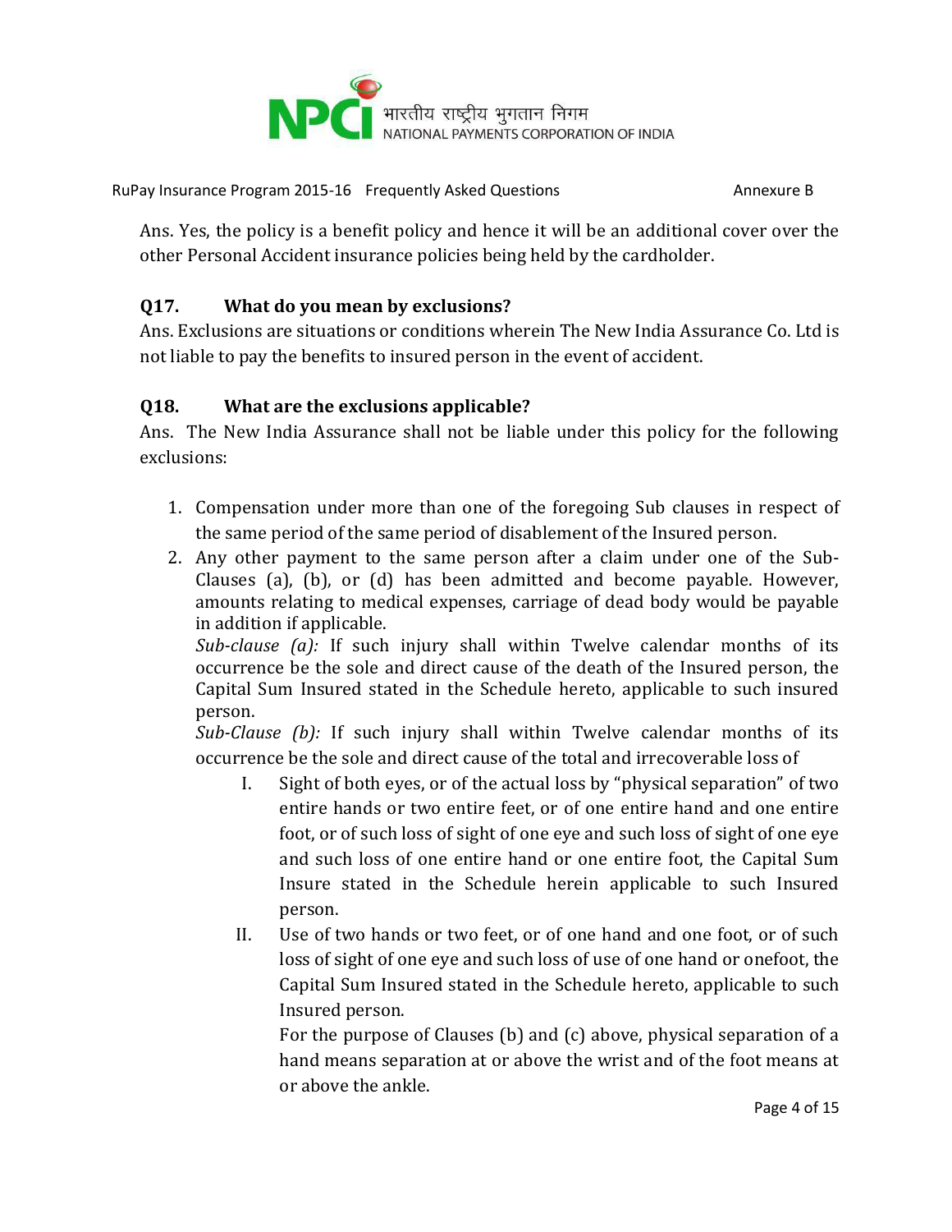Ans. Yes, the policy is a benefit policy and hence it will be an additional cover over the other Personal Accident insurance policies being held by the cardholder.

### Q17. What do you mean by exclusions?

Ans. Exclusions are situations or conditions wherein The New India Assurance Co. Ltd is not liable to pay the benefits to insured person in the event of accident.

### Q18. What are the exclusions applicable?

Ans. The New India Assurance shall not be liable under this policy for the following exclusions:

1. Compensation under more than one of the foregoing Sub clauses in respect of the same period of the same period of disablement of the Insured person.
2. Any other payment to the same person after a claim under one of the Sub-Clauses (a), (b), or (d) has been admitted and become payable. However, amounts relating to medical expenses, carriage of dead body would be payable in addition if applicable.

   *Sub-clause (a):* If such injury shall within Twelve calendar months of its occurrence be the sole and direct cause of the death of the Insured person, the Capital Sum Insured stated in the Schedule hereto, applicable to such insured person.

   *Sub-Clause (b):* If such injury shall within Twelve calendar months of its occurrence be the sole and direct cause of the total and irrecoverable loss of

   I. Sight of both eyes, or of the actual loss by "physical separation" of two entire hands or two entire feet, or of one entire hand and one entire foot, or of such loss of sight of one eye and such loss of sight of one eye and such loss of one entire hand or one entire foot, the Capital Sum Insure stated in the Schedule herein applicable to such Insured person.

   II. Use of two hands or two feet, or of one hand and one foot, or of such loss of sight of one eye and such loss of use of one hand or onefoot, the Capital Sum Insured stated in the Schedule hereto, applicable to such Insured person.

      For the purpose of Clauses (b) and (c) above, physical separation of a hand means separation at or above the wrist and of the foot means at or above the ankle.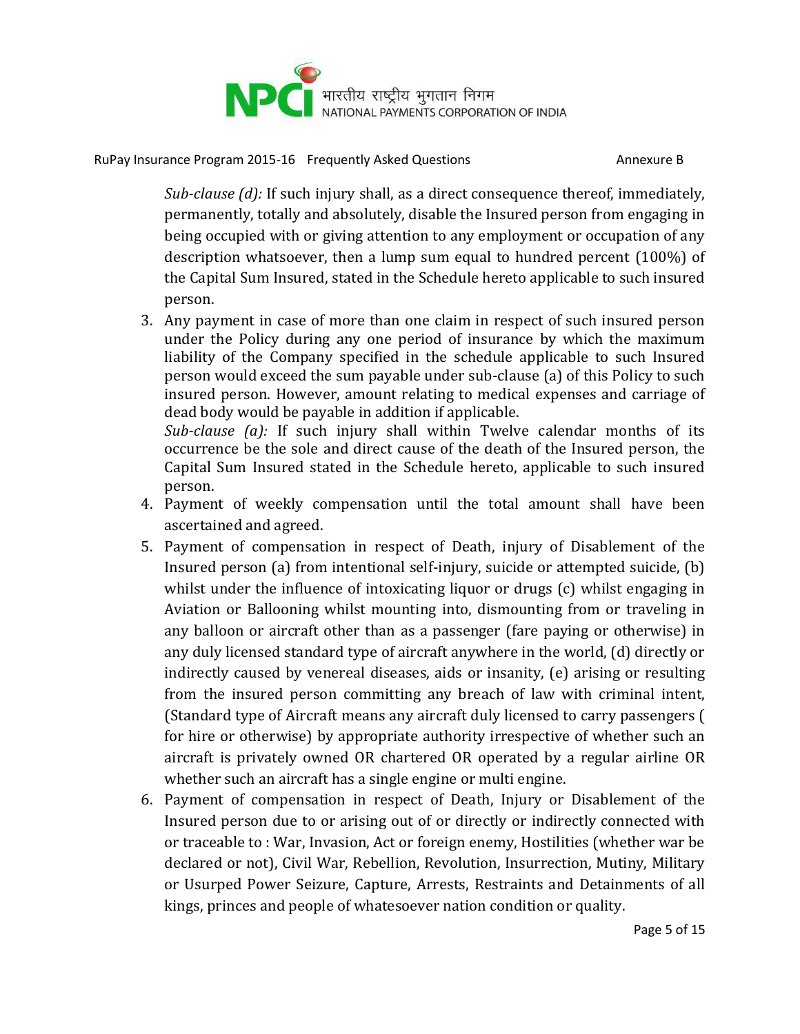*Sub-clause (d):* If such injury shall, as a direct consequence thereof, immediately, permanently, totally and absolutely, disable the Insured person from engaging in being occupied with or giving attention to any employment or occupation of any description whatsoever, then a lump sum equal to hundred percent (100%) of the Capital Sum Insured, stated in the Schedule hereto applicable to such insured person.

3. Any payment in case of more than one claim in respect of such insured person under the Policy during any one period of insurance by which the maximum liability of the Company specified in the schedule applicable to such Insured person would exceed the sum payable under sub-clause (a) of this Policy to such insured person. However, amount relating to medical expenses and carriage of dead body would be payable in addition if applicable.
   *Sub-clause (a):* If such injury shall within Twelve calendar months of its occurrence be the sole and direct cause of the death of the Insured person, the Capital Sum Insured stated in the Schedule hereto, applicable to such insured person.
4. Payment of weekly compensation until the total amount shall have been ascertained and agreed.
5. Payment of compensation in respect of Death, injury of Disablement of the Insured person (a) from intentional self-injury, suicide or attempted suicide, (b) whilst under the influence of intoxicating liquor or drugs (c) whilst engaging in Aviation or Ballooning whilst mounting into, dismounting from or traveling in any balloon or aircraft other than as a passenger (fare paying or otherwise) in any duly licensed standard type of aircraft anywhere in the world, (d) directly or indirectly caused by venereal diseases, aids or insanity, (e) arising or resulting from the insured person committing any breach of law with criminal intent, (Standard type of Aircraft means any aircraft duly licensed to carry passengers ( for hire or otherwise) by appropriate authority irrespective of whether such an aircraft is privately owned OR chartered OR operated by a regular airline OR whether such an aircraft has a single engine or multi engine.
6. Payment of compensation in respect of Death, Injury or Disablement of the Insured person due to or arising out of or directly or indirectly connected with or traceable to : War, Invasion, Act or foreign enemy, Hostilities (whether war be declared or not), Civil War, Rebellion, Revolution, Insurrection, Mutiny, Military or Usurped Power Seizure, Capture, Arrests, Restraints and Detainments of all kings, princes and people of whatesoever nation condition or quality.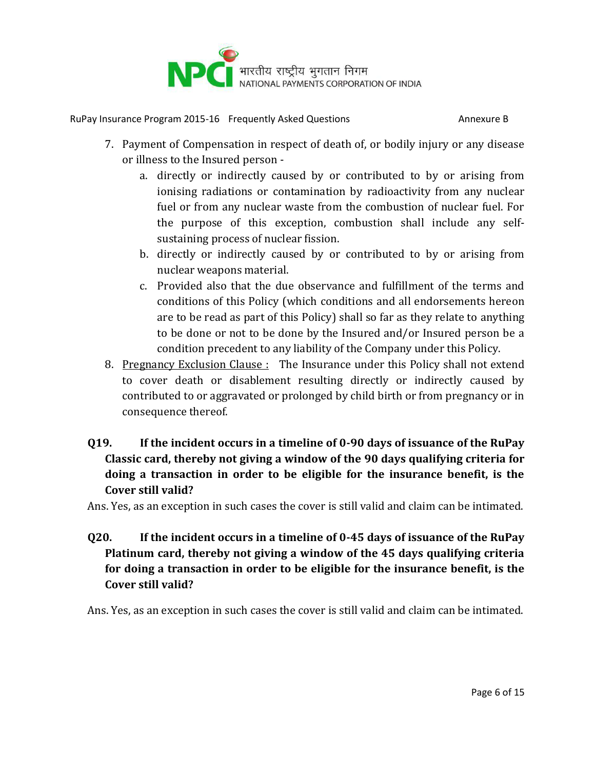7. Payment of Compensation in respect of death of, or bodily injury or any disease or illness to the Insured person -
   a. directly or indirectly caused by or contributed to by or arising from ionising radiations or contamination by radioactivity from any nuclear fuel or from any nuclear waste from the combustion of nuclear fuel. For the purpose of this exception, combustion shall include any self-sustaining process of nuclear fission.
   b. directly or indirectly caused by or contributed to by or arising from nuclear weapons material.
   c. Provided also that the due observance and fulfillment of the terms and conditions of this Policy (which conditions and all endorsements hereon are to be read as part of this Policy) shall so far as they relate to anything to be done or not to be done by the Insured and/or Insured person be a condition precedent to any liability of the Company under this Policy.
8. <u>Pregnancy Exclusion Clause :</u> The Insurance under this Policy shall not extend to cover death or disablement resulting directly or indirectly caused by contributed to or aggravated or prolonged by child birth or from pregnancy or in consequence thereof.

**Q19. If the incident occurs in a timeline of 0-90 days of issuance of the RuPay Classic card, thereby not giving a window of the 90 days qualifying criteria for doing a transaction in order to be eligible for the insurance benefit, is the Cover still valid?**

Ans. Yes, as an exception in such cases the cover is still valid and claim can be intimated.

**Q20. If the incident occurs in a timeline of 0-45 days of issuance of the RuPay Platinum card, thereby not giving a window of the 45 days qualifying criteria for doing a transaction in order to be eligible for the insurance benefit, is the Cover still valid?**

Ans. Yes, as an exception in such cases the cover is still valid and claim can be intimated.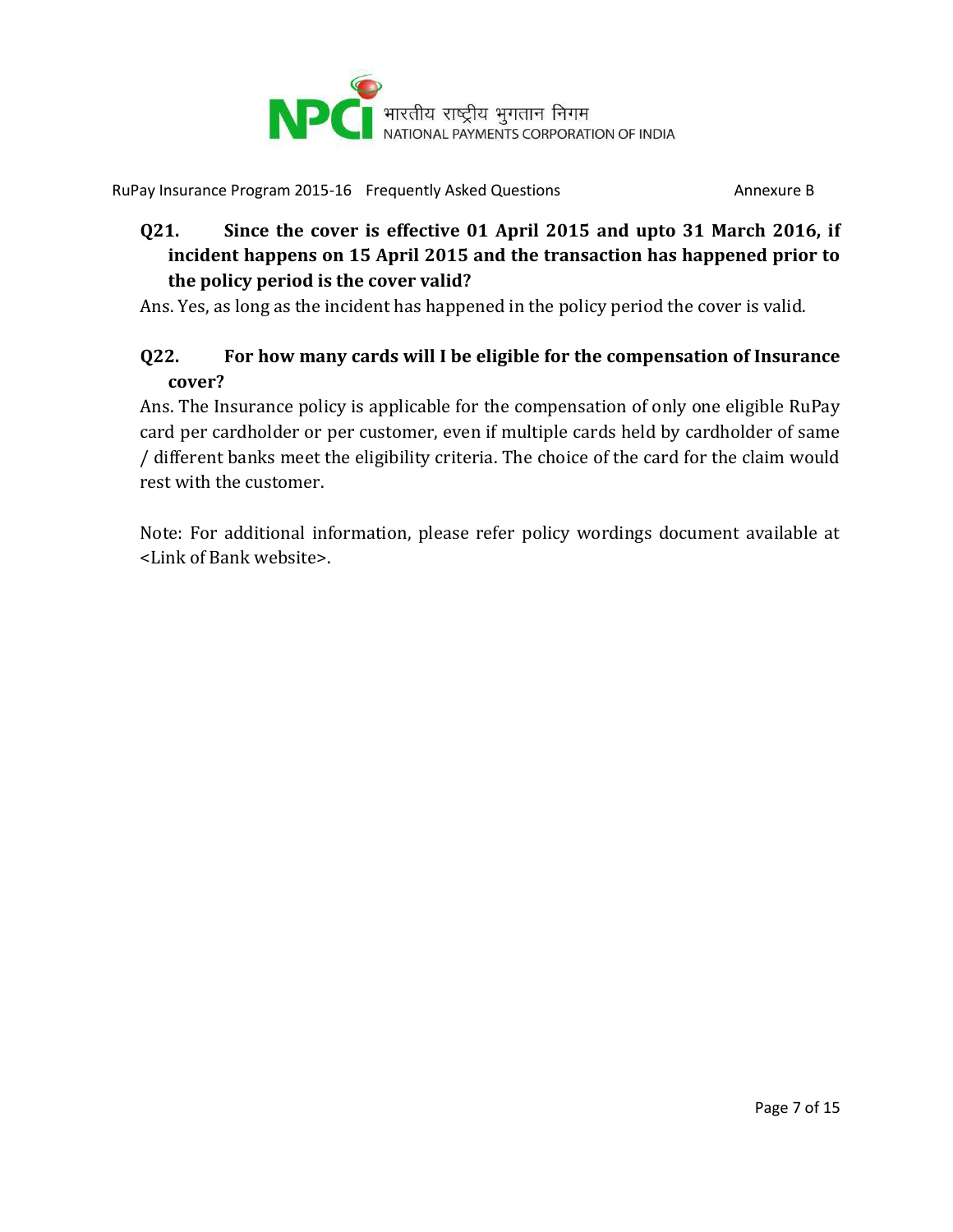**Q21. Since the cover is effective 01 April 2015 and upto 31 March 2016, if incident happens on 15 April 2015 and the transaction has happened prior to the policy period is the cover valid?**

Ans. Yes, as long as the incident has happened in the policy period the cover is valid.

**Q22. For how many cards will I be eligible for the compensation of Insurance cover?**

Ans. The Insurance policy is applicable for the compensation of only one eligible RuPay card per cardholder or per customer, even if multiple cards held by cardholder of same / different banks meet the eligibility criteria. The choice of the card for the claim would rest with the customer.

Note: For additional information, please refer policy wordings document available at <Link of Bank website>.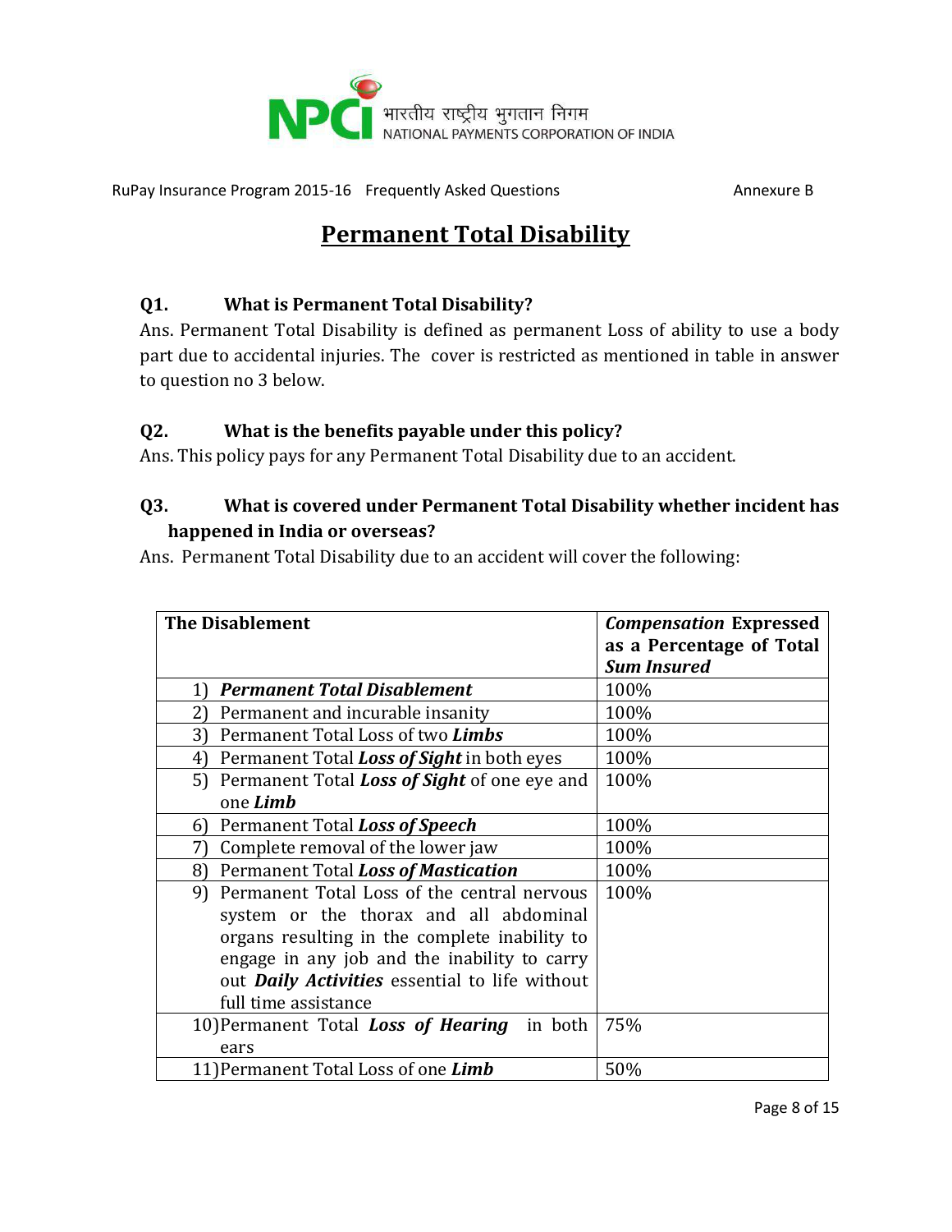# Permanent Total Disability

**Q1. What is Permanent Total Disability?**

Ans. Permanent Total Disability is defined as permanent Loss of ability to use a body part due to accidental injuries. The cover is restricted as mentioned in table in answer to question no 3 below.

**Q2. What is the benefits payable under this policy?**

Ans. This policy pays for any Permanent Total Disability due to an accident.

**Q3. What is covered under Permanent Total Disability whether incident has happened in India or overseas?**

Ans. Permanent Total Disability due to an accident will cover the following:

| The Disablement | *Compensation* Expressed as a Percentage of Total *Sum Insured* |
|---|---|
| 1) ***Permanent Total Disablement*** | 100% |
| 2) Permanent and incurable insanity | 100% |
| 3) Permanent Total Loss of two ***Limbs*** | 100% |
| 4) Permanent Total ***Loss of Sight*** in both eyes | 100% |
| 5) Permanent Total ***Loss of Sight*** of one eye and one ***Limb*** | 100% |
| 6) Permanent Total ***Loss of Speech*** | 100% |
| 7) Complete removal of the lower jaw | 100% |
| 8) Permanent Total ***Loss of Mastication*** | 100% |
| 9) Permanent Total Loss of the central nervous system or the thorax and all abdominal organs resulting in the complete inability to engage in any job and the inability to carry out ***Daily Activities*** essential to life without full time assistance | 100% |
| 10) Permanent Total ***Loss of Hearing*** in both ears | 75% |
| 11) Permanent Total Loss of one ***Limb*** | 50% |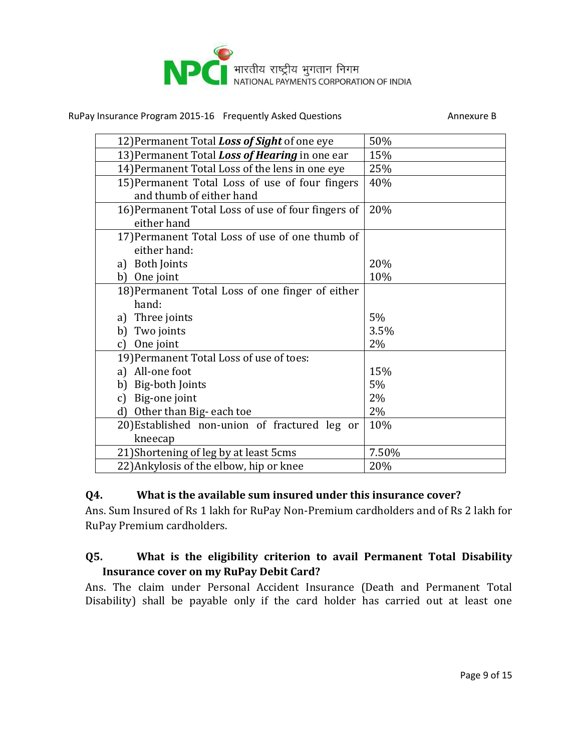| | |
|---|---|
| 12) Permanent Total ***Loss of Sight*** of one eye | 50% |
| 13) Permanent Total ***Loss of Hearing*** in one ear | 15% |
| 14) Permanent Total Loss of the lens in one eye | 25% |
| 15) Permanent Total Loss of use of four fingers and thumb of either hand | 40% |
| 16) Permanent Total Loss of use of four fingers of either hand | 20% |
| 17) Permanent Total Loss of use of one thumb of either hand: | |
| a) Both Joints | 20% |
| b) One joint | 10% |
| 18) Permanent Total Loss of one finger of either hand: | |
| a) Three joints | 5% |
| b) Two joints | 3.5% |
| c) One joint | 2% |
| 19) Permanent Total Loss of use of toes: | |
| a) All-one foot | 15% |
| b) Big-both Joints | 5% |
| c) Big-one joint | 2% |
| d) Other than Big- each toe | 2% |
| 20) Established non-union of fractured leg or kneecap | 10% |
| 21) Shortening of leg by at least 5cms | 7.50% |
| 22) Ankylosis of the elbow, hip or knee | 20% |

**Q4. What is the available sum insured under this insurance cover?**

Ans. Sum Insured of Rs 1 lakh for RuPay Non-Premium cardholders and of Rs 2 lakh for RuPay Premium cardholders.

**Q5. What is the eligibility criterion to avail Permanent Total Disability Insurance cover on my RuPay Debit Card?**

Ans. The claim under Personal Accident Insurance (Death and Permanent Total Disability) shall be payable only if the card holder has carried out at least one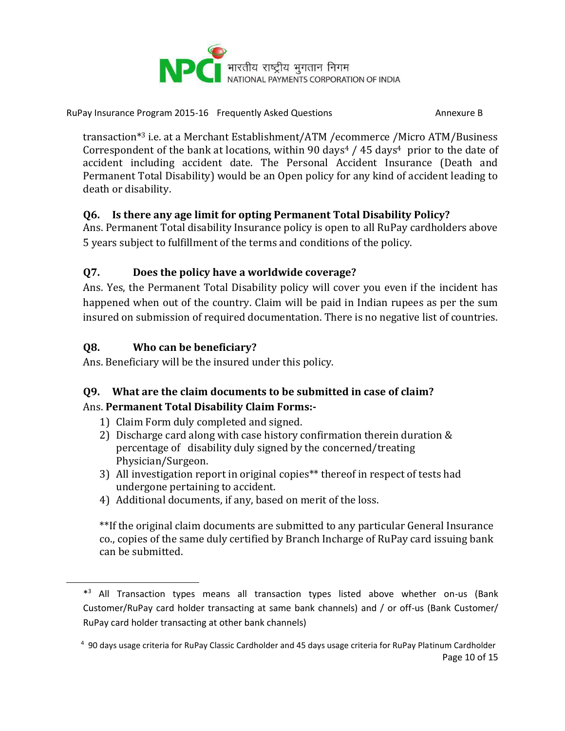transaction*[3] i.e. at a Merchant Establishment/ATM /ecommerce /Micro ATM/Business Correspondent of the bank at locations, within 90 days[4] / 45 days[4] prior to the date of accident including accident date. The Personal Accident Insurance (Death and Permanent Total Disability) would be an Open policy for any kind of accident leading to death or disability.

**Q6. Is there any age limit for opting Permanent Total Disability Policy?**

Ans. Permanent Total disability Insurance policy is open to all RuPay cardholders above 5 years subject to fulfillment of the terms and conditions of the policy.

**Q7. Does the policy have a worldwide coverage?**

Ans. Yes, the Permanent Total Disability policy will cover you even if the incident has happened when out of the country. Claim will be paid in Indian rupees as per the sum insured on submission of required documentation. There is no negative list of countries.

**Q8. Who can be beneficiary?**

Ans. Beneficiary will be the insured under this policy.

**Q9. What are the claim documents to be submitted in case of claim?**

Ans. **Permanent Total Disability Claim Forms:-**

1) Claim Form duly completed and signed.
2) Discharge card along with case history confirmation therein duration & percentage of disability duly signed by the concerned/treating Physician/Surgeon.
3) All investigation report in original copies** thereof in respect of tests had undergone pertaining to accident.
4) Additional documents, if any, based on merit of the loss.

**If the original claim documents are submitted to any particular General Insurance co., copies of the same duly certified by Branch Incharge of RuPay card issuing bank can be submitted.

---

*[3] All Transaction types means all transaction types listed above whether on-us (Bank Customer/RuPay card holder transacting at same bank channels) and / or off-us (Bank Customer/ RuPay card holder transacting at other bank channels)

[4] 90 days usage criteria for RuPay Classic Cardholder and 45 days usage criteria for RuPay Platinum Cardholder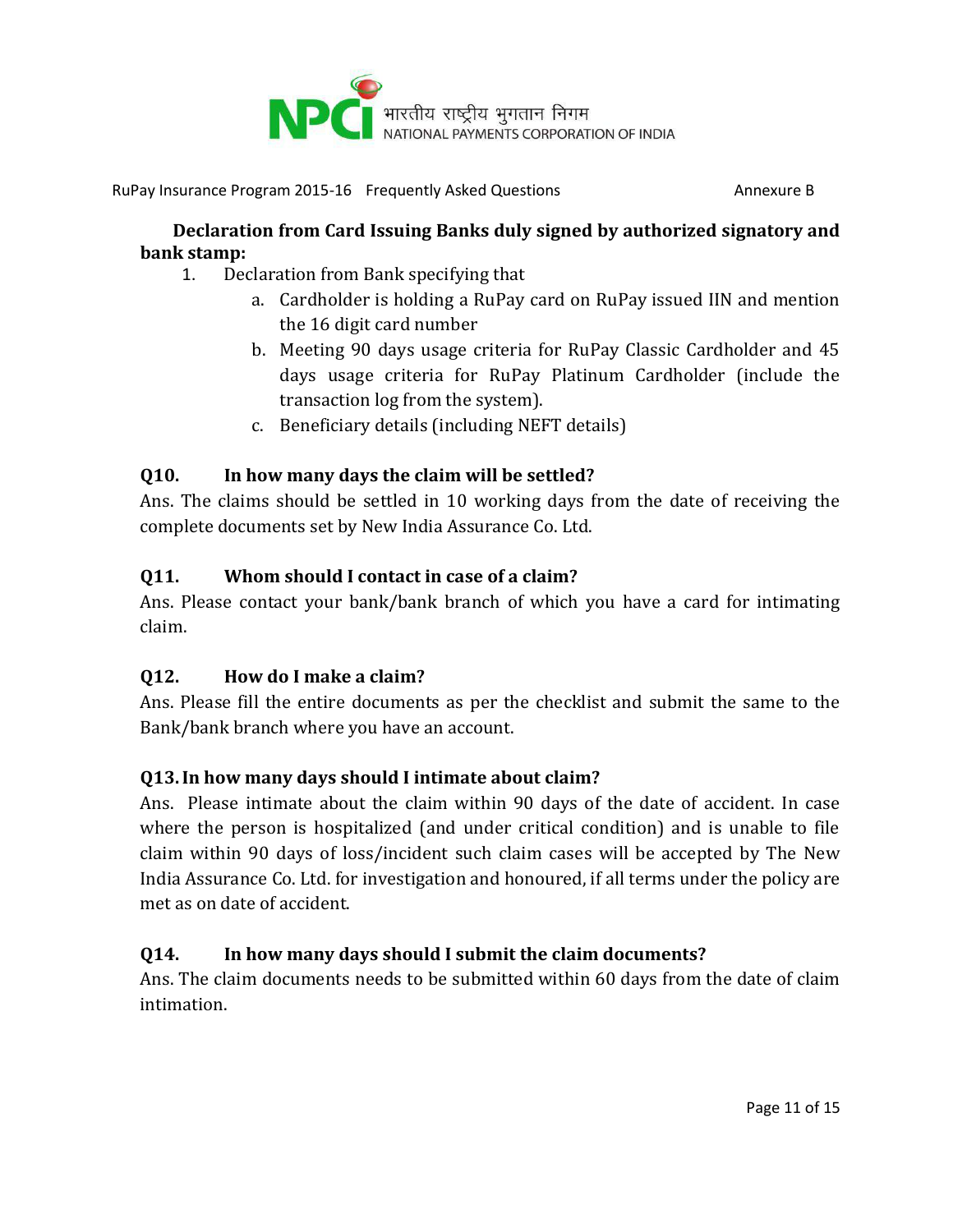**Declaration from Card Issuing Banks duly signed by authorized signatory and bank stamp:**

1. Declaration from Bank specifying that
   a. Cardholder is holding a RuPay card on RuPay issued IIN and mention the 16 digit card number
   b. Meeting 90 days usage criteria for RuPay Classic Cardholder and 45 days usage criteria for RuPay Platinum Cardholder (include the transaction log from the system).
   c. Beneficiary details (including NEFT details)

### Q10. In how many days the claim will be settled?

Ans. The claims should be settled in 10 working days from the date of receiving the complete documents set by New India Assurance Co. Ltd.

### Q11. Whom should I contact in case of a claim?

Ans. Please contact your bank/bank branch of which you have a card for intimating claim.

### Q12. How do I make a claim?

Ans. Please fill the entire documents as per the checklist and submit the same to the Bank/bank branch where you have an account.

### Q13. In how many days should I intimate about claim?

Ans. Please intimate about the claim within 90 days of the date of accident. In case where the person is hospitalized (and under critical condition) and is unable to file claim within 90 days of loss/incident such claim cases will be accepted by The New India Assurance Co. Ltd. for investigation and honoured, if all terms under the policy are met as on date of accident.

### Q14. In how many days should I submit the claim documents?

Ans. The claim documents needs to be submitted within 60 days from the date of claim intimation.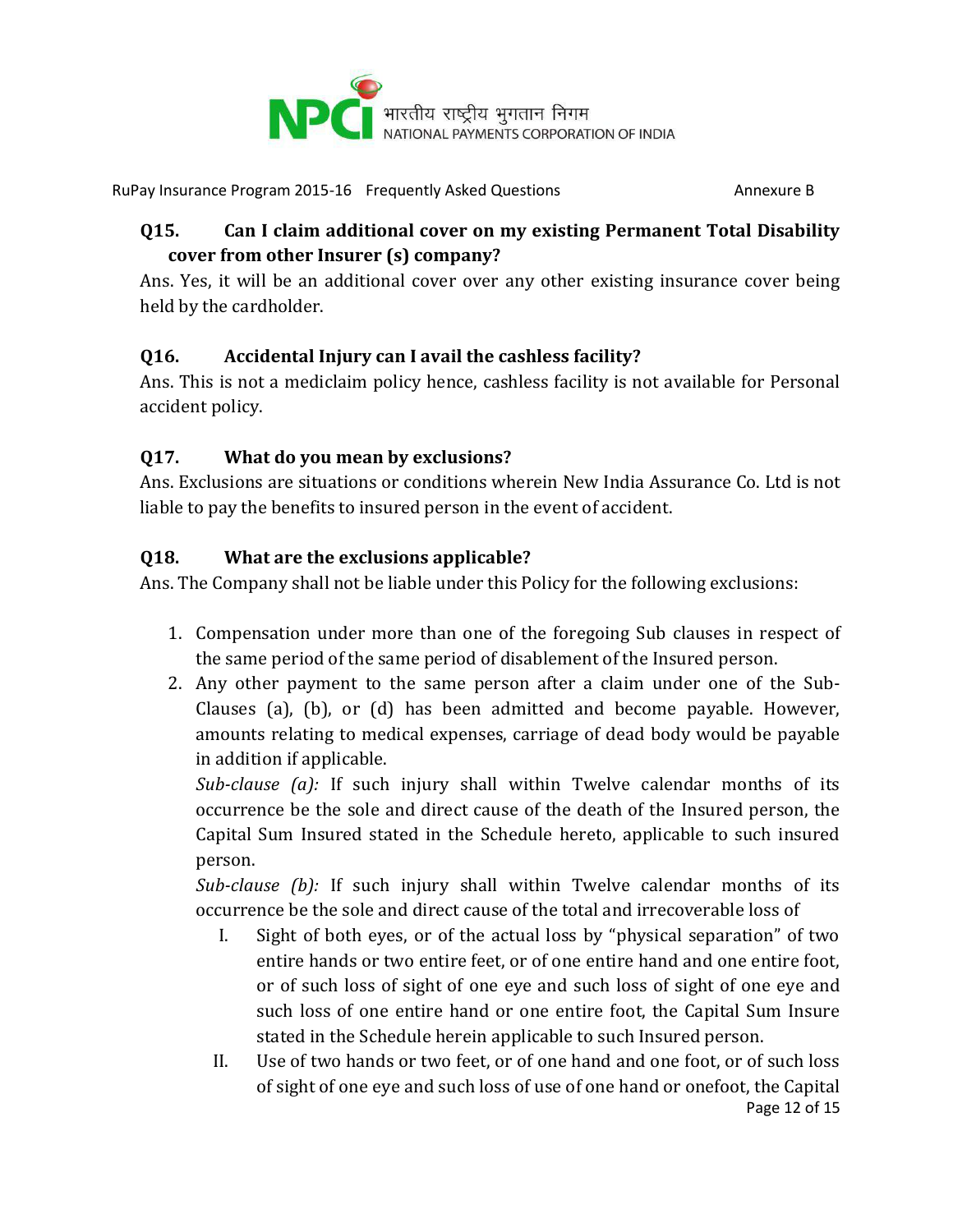### Q15. Can I claim additional cover on my existing Permanent Total Disability cover from other Insurer (s) company?

Ans. Yes, it will be an additional cover over any other existing insurance cover being held by the cardholder.

### Q16. Accidental Injury can I avail the cashless facility?

Ans. This is not a mediclaim policy hence, cashless facility is not available for Personal accident policy.

### Q17. What do you mean by exclusions?

Ans. Exclusions are situations or conditions wherein New India Assurance Co. Ltd is not liable to pay the benefits to insured person in the event of accident.

### Q18. What are the exclusions applicable?

Ans. The Company shall not be liable under this Policy for the following exclusions:

1. Compensation under more than one of the foregoing Sub clauses in respect of the same period of the same period of disablement of the Insured person.
2. Any other payment to the same person after a claim under one of the Sub-Clauses (a), (b), or (d) has been admitted and become payable. However, amounts relating to medical expenses, carriage of dead body would be payable in addition if applicable.

   *Sub-clause (a):* If such injury shall within Twelve calendar months of its occurrence be the sole and direct cause of the death of the Insured person, the Capital Sum Insured stated in the Schedule hereto, applicable to such insured person.

   *Sub-clause (b):* If such injury shall within Twelve calendar months of its occurrence be the sole and direct cause of the total and irrecoverable loss of

   I. Sight of both eyes, or of the actual loss by "physical separation" of two entire hands or two entire feet, or of one entire hand and one entire foot, or of such loss of sight of one eye and such loss of sight of one eye and such loss of one entire hand or one entire foot, the Capital Sum Insure stated in the Schedule herein applicable to such Insured person.

   II. Use of two hands or two feet, or of one hand and one foot, or of such loss of sight of one eye and such loss of use of one hand or onefoot, the Capital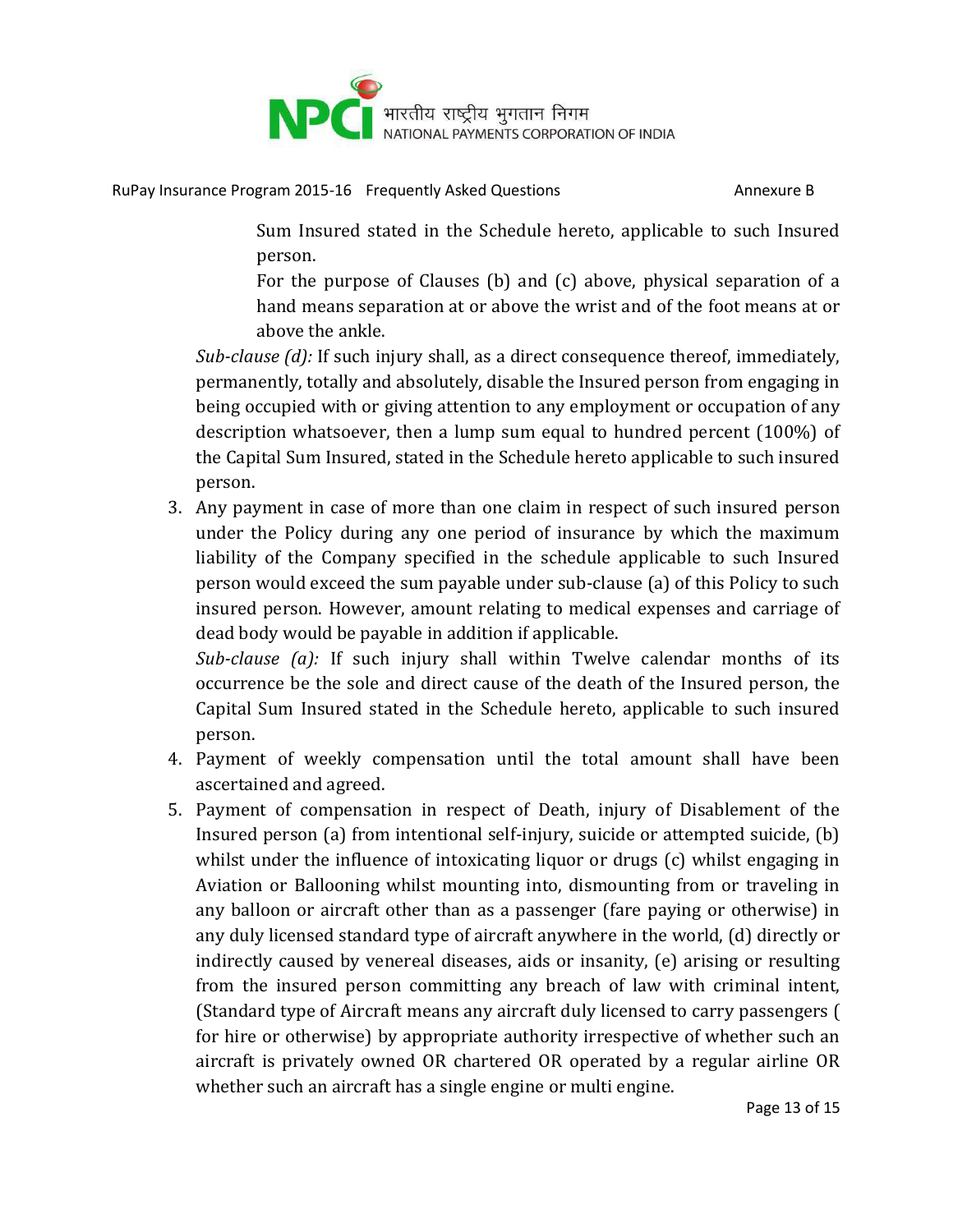Sum Insured stated in the Schedule hereto, applicable to such Insured person.

For the purpose of Clauses (b) and (c) above, physical separation of a hand means separation at or above the wrist and of the foot means at or above the ankle.

*Sub-clause (d):* If such injury shall, as a direct consequence thereof, immediately, permanently, totally and absolutely, disable the Insured person from engaging in being occupied with or giving attention to any employment or occupation of any description whatsoever, then a lump sum equal to hundred percent (100%) of the Capital Sum Insured, stated in the Schedule hereto applicable to such insured person.

3. Any payment in case of more than one claim in respect of such insured person under the Policy during any one period of insurance by which the maximum liability of the Company specified in the schedule applicable to such Insured person would exceed the sum payable under sub-clause (a) of this Policy to such insured person. However, amount relating to medical expenses and carriage of dead body would be payable in addition if applicable.

   *Sub-clause (a):* If such injury shall within Twelve calendar months of its occurrence be the sole and direct cause of the death of the Insured person, the Capital Sum Insured stated in the Schedule hereto, applicable to such insured person.

4. Payment of weekly compensation until the total amount shall have been ascertained and agreed.
5. Payment of compensation in respect of Death, injury of Disablement of the Insured person (a) from intentional self-injury, suicide or attempted suicide, (b) whilst under the influence of intoxicating liquor or drugs (c) whilst engaging in Aviation or Ballooning whilst mounting into, dismounting from or traveling in any balloon or aircraft other than as a passenger (fare paying or otherwise) in any duly licensed standard type of aircraft anywhere in the world, (d) directly or indirectly caused by venereal diseases, aids or insanity, (e) arising or resulting from the insured person committing any breach of law with criminal intent, (Standard type of Aircraft means any aircraft duly licensed to carry passengers ( for hire or otherwise) by appropriate authority irrespective of whether such an aircraft is privately owned OR chartered OR operated by a regular airline OR whether such an aircraft has a single engine or multi engine.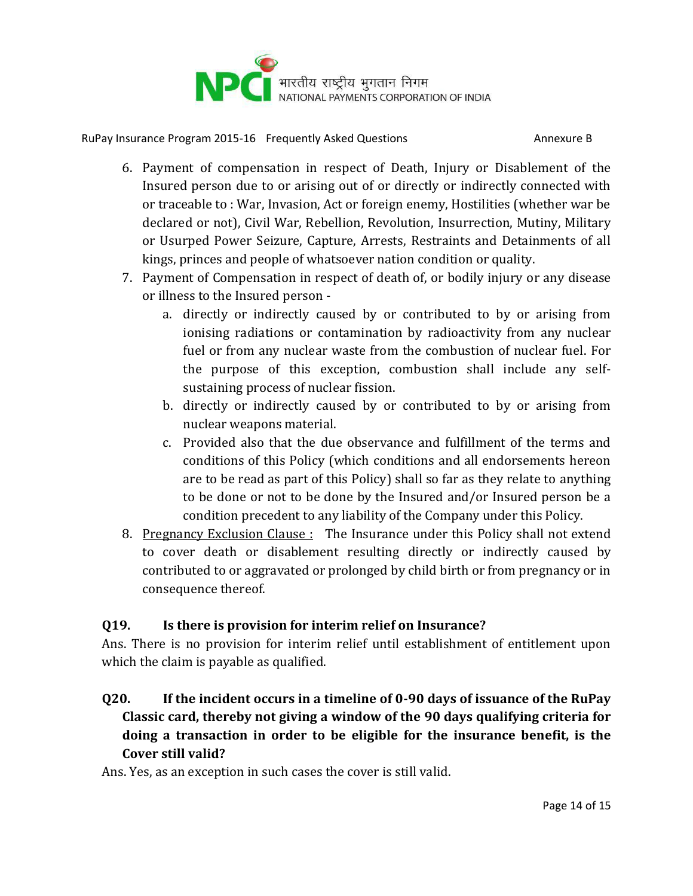6. Payment of compensation in respect of Death, Injury or Disablement of the Insured person due to or arising out of or directly or indirectly connected with or traceable to : War, Invasion, Act or foreign enemy, Hostilities (whether war be declared or not), Civil War, Rebellion, Revolution, Insurrection, Mutiny, Military or Usurped Power Seizure, Capture, Arrests, Restraints and Detainments of all kings, princes and people of whatsoever nation condition or quality.
7. Payment of Compensation in respect of death of, or bodily injury or any disease or illness to the Insured person -
    a. directly or indirectly caused by or contributed to by or arising from ionising radiations or contamination by radioactivity from any nuclear fuel or from any nuclear waste from the combustion of nuclear fuel. For the purpose of this exception, combustion shall include any self-sustaining process of nuclear fission.
    b. directly or indirectly caused by or contributed to by or arising from nuclear weapons material.
    c. Provided also that the due observance and fulfillment of the terms and conditions of this Policy (which conditions and all endorsements hereon are to be read as part of this Policy) shall so far as they relate to anything to be done or not to be done by the Insured and/or Insured person be a condition precedent to any liability of the Company under this Policy.
8. Pregnancy Exclusion Clause : The Insurance under this Policy shall not extend to cover death or disablement resulting directly or indirectly caused by contributed to or aggravated or prolonged by child birth or from pregnancy or in consequence thereof.

**Q19. Is there is provision for interim relief on Insurance?**

Ans. There is no provision for interim relief until establishment of entitlement upon which the claim is payable as qualified.

**Q20. If the incident occurs in a timeline of 0-90 days of issuance of the RuPay Classic card, thereby not giving a window of the 90 days qualifying criteria for doing a transaction in order to be eligible for the insurance benefit, is the Cover still valid?**

Ans. Yes, as an exception in such cases the cover is still valid.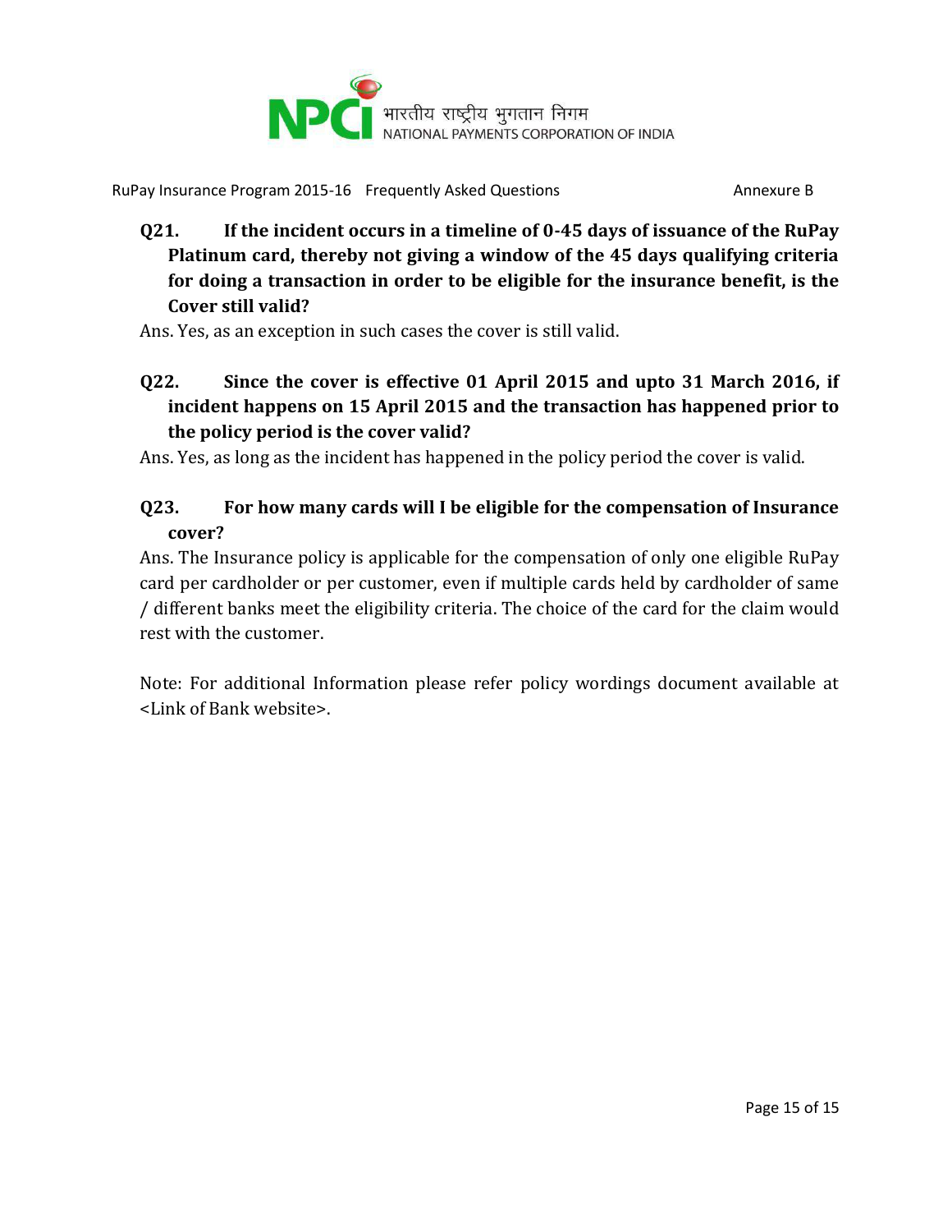**Q21. If the incident occurs in a timeline of 0-45 days of issuance of the RuPay Platinum card, thereby not giving a window of the 45 days qualifying criteria for doing a transaction in order to be eligible for the insurance benefit, is the Cover still valid?**

Ans. Yes, as an exception in such cases the cover is still valid.

**Q22. Since the cover is effective 01 April 2015 and upto 31 March 2016, if incident happens on 15 April 2015 and the transaction has happened prior to the policy period is the cover valid?**

Ans. Yes, as long as the incident has happened in the policy period the cover is valid.

**Q23. For how many cards will I be eligible for the compensation of Insurance cover?**

Ans. The Insurance policy is applicable for the compensation of only one eligible RuPay card per cardholder or per customer, even if multiple cards held by cardholder of same / different banks meet the eligibility criteria. The choice of the card for the claim would rest with the customer.

Note: For additional Information please refer policy wordings document available at <Link of Bank website>.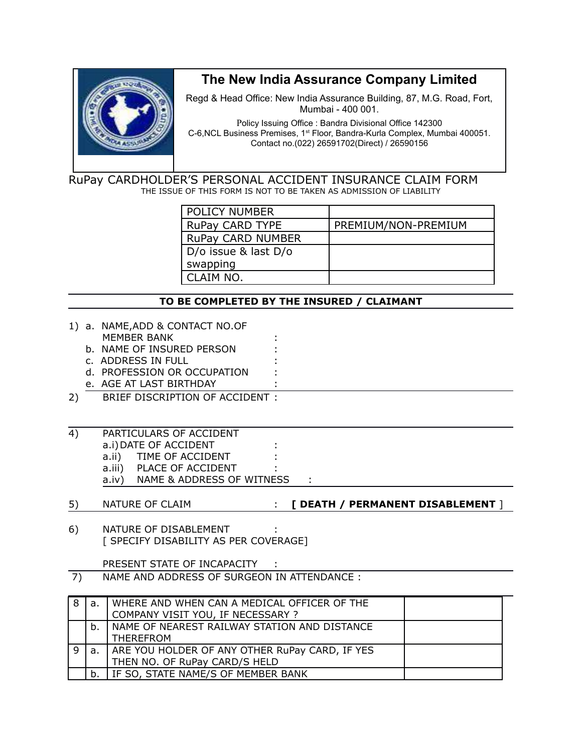# The New India Assurance Company Limited

Regd & Head Office: New India Assurance Building, 87, M.G. Road, Fort, Mumbai - 400 001.

Policy Issuing Office : Bandra Divisional Office 142300
C-6,NCL Business Premises, 1st Floor, Bandra-Kurla Complex, Mumbai 400051.
Contact no.(022) 26591702(Direct) / 26590156

## RuPay CARDHOLDER'S PERSONAL ACCIDENT INSURANCE CLAIM FORM

THE ISSUE OF THIS FORM IS NOT TO BE TAKEN AS ADMISSION OF LIABILITY

| | |
|---|---|
| POLICY NUMBER | |
| RuPay CARD TYPE | PREMIUM/NON-PREMIUM |
| RuPay CARD NUMBER | |
| D/o issue & last D/o swapping | |
| CLAIM NO. | |

**TO BE COMPLETED BY THE INSURED / CLAIMANT**

1) a. NAME,ADD & CONTACT NO.OF MEMBER BANK :
   b. NAME OF INSURED PERSON :
   c. ADDRESS IN FULL :
   d. PROFESSION OR OCCUPATION :
   e. AGE AT LAST BIRTHDAY :

2) BRIEF DISCRIPTION OF ACCIDENT :

4) PARTICULARS OF ACCIDENT
   a.i) DATE OF ACCIDENT :
   a.ii) TIME OF ACCIDENT :
   a.iii) PLACE OF ACCIDENT :
   a.iv) NAME & ADDRESS OF WITNESS :

5) NATURE OF CLAIM : **[ DEATH / PERMANENT DISABLEMENT** ]

6) NATURE OF DISABLEMENT :
   [ SPECIFY DISABILITY AS PER COVERAGE]

   PRESENT STATE OF INCAPACITY :

7) NAME AND ADDRESS OF SURGEON IN ATTENDANCE :

| | | | |
|---|---|---|---|
| 8 | a. | WHERE AND WHEN CAN A MEDICAL OFFICER OF THE COMPANY VISIT YOU, IF NECESSARY ? | |
| | b. | NAME OF NEAREST RAILWAY STATION AND DISTANCE THEREFROM | |
| 9 | a. | ARE YOU HOLDER OF ANY OTHER RuPay CARD, IF YES THEN NO. OF RuPay CARD/S HELD | |
| | b. | IF SO, STATE NAME/S OF MEMBER BANK | |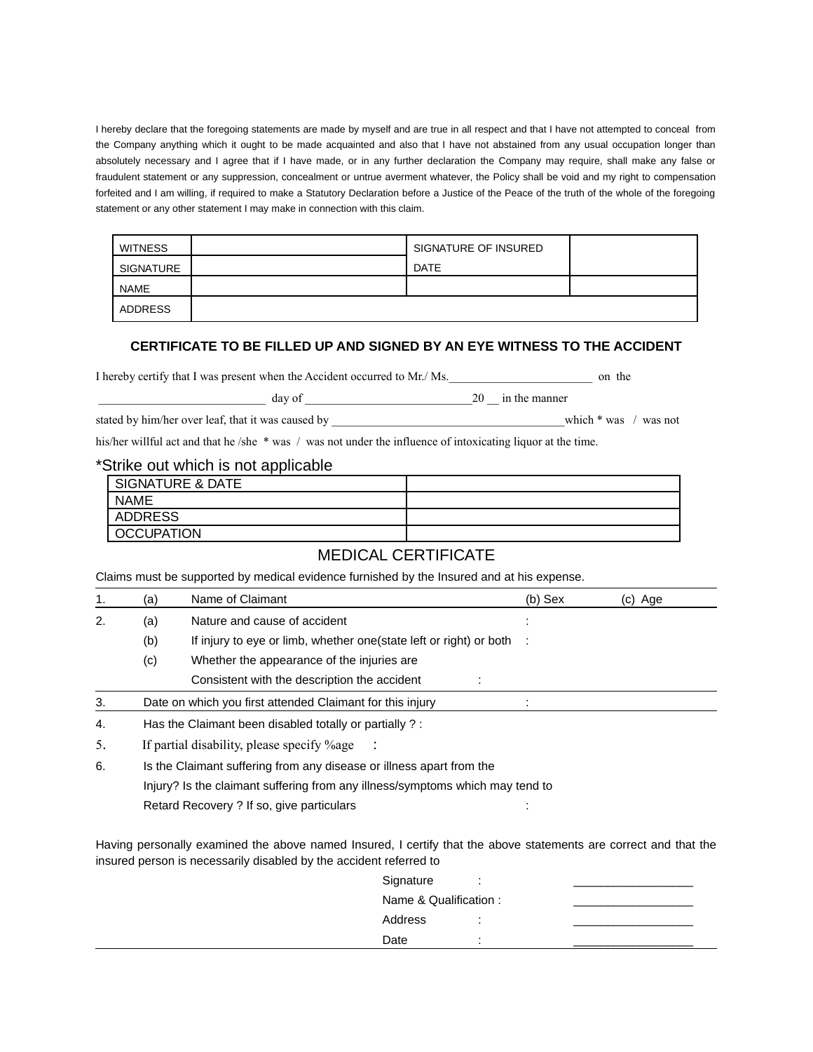I hereby declare that the foregoing statements are made by myself and are true in all respect and that I have not attempted to conceal from the Company anything which it ought to be made acquainted and also that I have not abstained from any usual occupation longer than absolutely necessary and I agree that if I have made, or in any further declaration the Company may require, shall make any false or fraudulent statement or any suppression, concealment or untrue averment whatever, the Policy shall be void and my right to compensation forfeited and I am willing, if required to make a Statutory Declaration before a Justice of the Peace of the truth of the whole of the foregoing statement or any other statement I may make in connection with this claim.

| WITNESS | | SIGNATURE OF INSURED | |
|---|---|---|---|
| SIGNATURE | | DATE | |
| NAME | | | |
| ADDRESS | | | |

## CERTIFICATE TO BE FILLED UP AND SIGNED BY AN EYE WITNESS TO THE ACCIDENT

I hereby certify that I was present when the Accident occurred to Mr./ Ms.________________________ on the ____________________________ day of ____________________________20 __ in the manner stated by him/her over leaf, that it was caused by _______________________________________which * was / was not his/her willful act and that he /she * was / was not under the influence of intoxicating liquor at the time.

*Strike out which is not applicable

| SIGNATURE & DATE | |
|---|---|
| NAME | |
| ADDRESS | |
| OCCUPATION | |

## MEDICAL CERTIFICATE

Claims must be supported by medical evidence furnished by the Insured and at his expense.

1. (a) Name of Claimant (b) Sex (c) Age
2. (a) Nature and cause of accident :
   (b) If injury to eye or limb, whether one(state left or right) or both :
   (c) Whether the appearance of the injuries are Consistent with the description the accident :
3. Date on which you first attended Claimant for this injury :
4. Has the Claimant been disabled totally or partially ? :
5. If partial disability, please specify %age :
6. Is the Claimant suffering from any disease or illness apart from the Injury? Is the claimant suffering from any illness/symptoms which may tend to Retard Recovery ? If so, give particulars :

Having personally examined the above named Insured, I certify that the above statements are correct and that the insured person is necessarily disabled by the accident referred to

Signature : _________________

Name & Qualification : _________________

Address : _________________

Date : _________________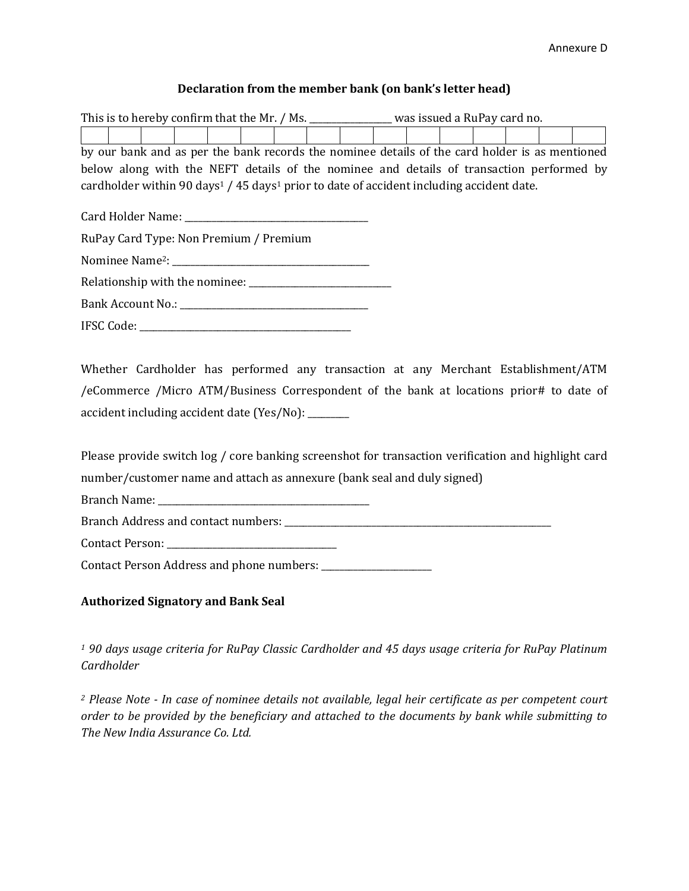Annexure D

### Declaration from the member bank (on bank's letter head)

This is to hereby confirm that the Mr. / Ms. _________________ was issued a RuPay card no.

| | | | | | | | | | | | | | | | |
|---|---|---|---|---|---|---|---|---|---|---|---|---|---|---|---|
| | | | | | | | | | | | | | | | |

by our bank and as per the bank records the nominee details of the card holder is as mentioned below along with the NEFT details of the nominee and details of transaction performed by cardholder within 90 days[1] / 45 days[1] prior to date of accident including accident date.

Card Holder Name: ________________________________________

RuPay Card Type: Non Premium / Premium

Nominee Name[2]: ___________________________________________

Relationship with the nominee: ______________________________

Bank Account No.: ________________________________________

IFSC Code: ______________________________________________

Whether Cardholder has performed any transaction at any Merchant Establishment/ATM /eCommerce /Micro ATM/Business Correspondent of the bank at locations prior# to date of accident including accident date (Yes/No): _________

Please provide switch log / core banking screenshot for transaction verification and highlight card number/customer name and attach as annexure (bank seal and duly signed)

Branch Name: ____________________________________________

Branch Address and contact numbers: ____________________________________________________________

Contact Person: _____________________________________

Contact Person Address and phone numbers: ________________________

**Authorized Signatory and Bank Seal**

*[1] 90 days usage criteria for RuPay Classic Cardholder and 45 days usage criteria for RuPay Platinum Cardholder*

*[2] Please Note - In case of nominee details not available, legal heir certificate as per competent court order to be provided by the beneficiary and attached to the documents by bank while submitting to The New India Assurance Co. Ltd.*